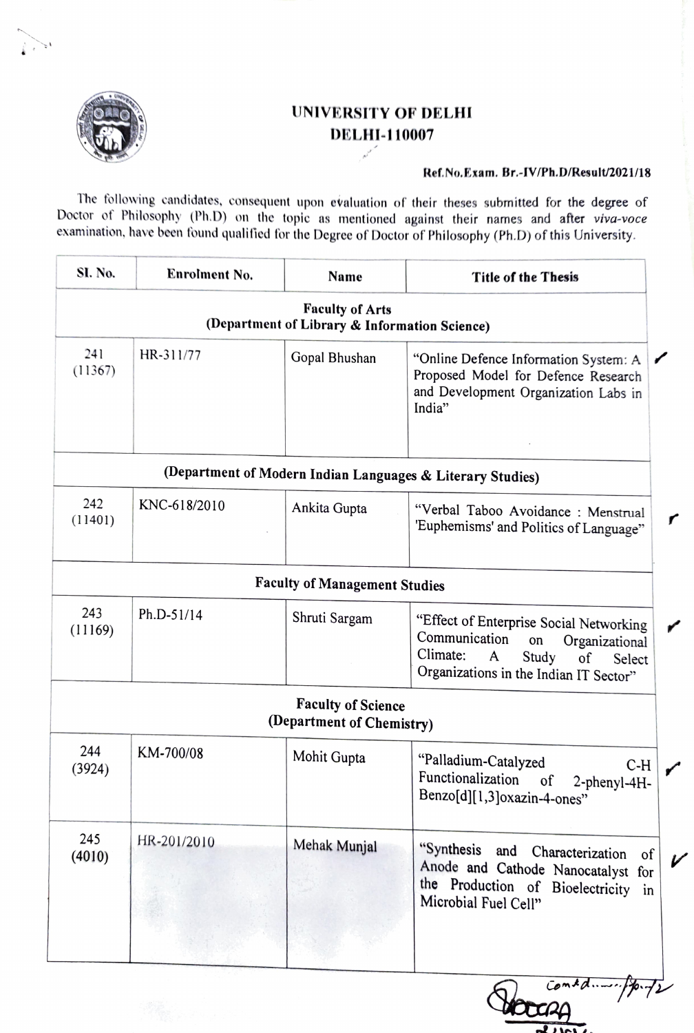# UNIVERSITY OF DELHI
## DELHI-110007

**Ref.No.Exam. Br.-IV/Ph.D/Result/2021/18**

The following candidates, consequent upon evaluation of their theses submitted for the degree of Doctor of Philosophy (Ph.D) on the topic as mentioned against their names and after *viva-voce* examination, have been found qualified for the Degree of Doctor of Philosophy (Ph.D) of this University.

| Sl. No. | Enrolment No. | Name | Title of the Thesis |
|---|---|---|---|
| **Faculty of Arts (Department of Library & Information Science)** | | | |
| 241 (11367) | HR-311/77 | Gopal Bhushan | "Online Defence Information System: A Proposed Model for Defence Research and Development Organization Labs in India" |
| **(Department of Modern Indian Languages & Literary Studies)** | | | |
| 242 (11401) | KNC-618/2010 | Ankita Gupta | "Verbal Taboo Avoidance : Menstrual 'Euphemisms' and Politics of Language" |
| **Faculty of Management Studies** | | | |
| 243 (11169) | Ph.D-51/14 | Shruti Sargam | "Effect of Enterprise Social Networking Communication on Organizational Climate: A Study of Select Organizations in the Indian IT Sector" |
| **Faculty of Science (Department of Chemistry)** | | | |
| 244 (3924) | KM-700/08 | Mohit Gupta | "Palladium-Catalyzed C-H Functionalization of 2-phenyl-4H-Benzo[d][1,3]oxazin-4-ones" |
| 245 (4010) | HR-201/2010 | Mehak Munjal | "Synthesis and Characterization of Anode and Cathode Nanocatalyst for the Production of Bioelectricity in Microbial Fuel Cell" |

contd.....p/2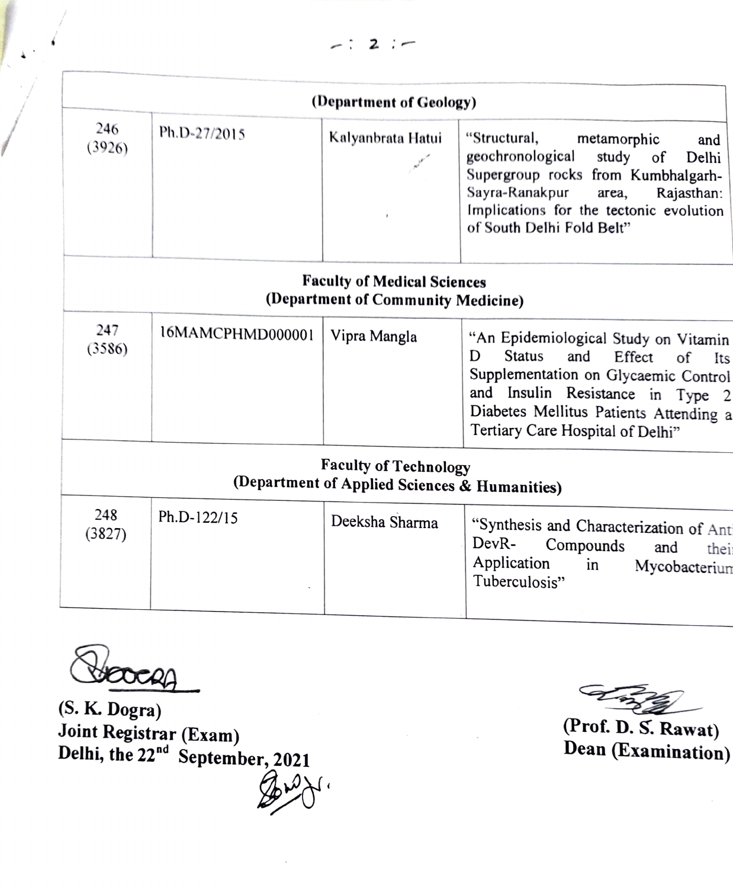| | | | |
|---|---|---|---|
| **(Department of Geology)** | | | |
| 246 (3926) | Ph.D-27/2015 | Kalyanbrata Hatui | "Structural, metamorphic and geochronological study of Delhi Supergroup rocks from Kumbhalgarh-Sayra-Ranakpur area, Rajasthan: Implications for the tectonic evolution of South Delhi Fold Belt" |
| **Faculty of Medical Sciences (Department of Community Medicine)** | | | |
| 247 (3586) | 16MAMCPHMD000001 | Vipra Mangla | "An Epidemiological Study on Vitamin D Status and Effect of Its Supplementation on Glycaemic Control and Insulin Resistance in Type 2 Diabetes Mellitus Patients Attending a Tertiary Care Hospital of Delhi" |
| **Faculty of Technology (Department of Applied Sciences & Humanities)** | | | |
| 248 (3827) | Ph.D-122/15 | Deeksha Sharma | "Synthesis and Characterization of Anti DevR- Compounds and their Application in Mycobacterium Tuberculosis" |

**(S. K. Dogra)**
**Joint Registrar (Exam)**
**Delhi, the 22nd September, 2021**

**(Prof. D. S. Rawat)**
**Dean (Examination)**